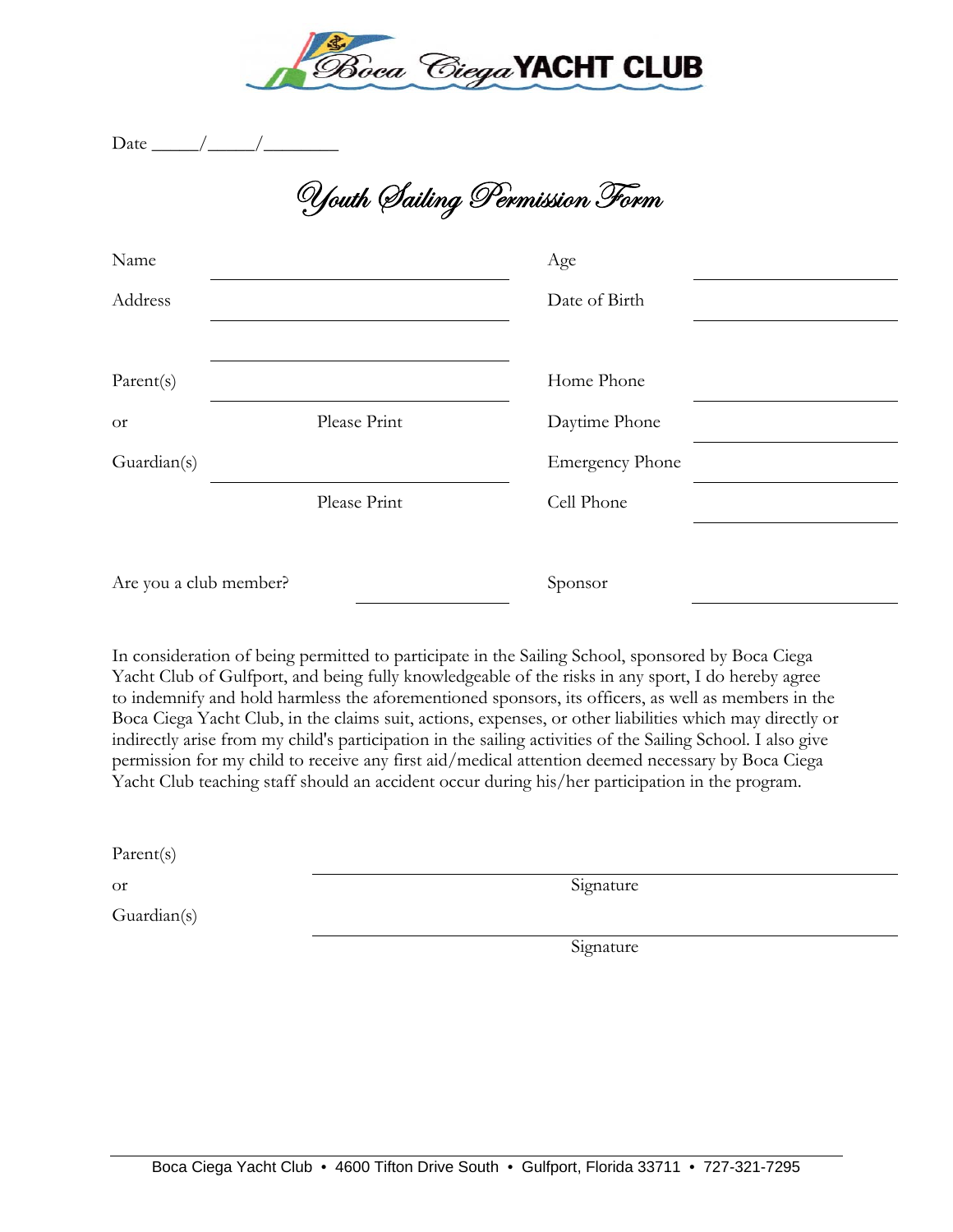# Boca Ciega YACHT CLUB

Date _____/_____/________

## Youth Sailing Permission Form

| | | | |
|---|---|---|---|
| Name | ____________________ | Age | ____________ |
| Address | ____________________ | Date of Birth | ____________ |
| | ____________________ | | |
| Parent(s) | ____________________ | Home Phone | ____________ |
| or | Please Print | Daytime Phone | ____________ |
| Guardian(s) | ____________________ | Emergency Phone | ____________ |
| | Please Print | Cell Phone | ____________ |

Are you a club member? ____________ Sponsor ____________

In consideration of being permitted to participate in the Sailing School, sponsored by Boca Ciega Yacht Club of Gulfport, and being fully knowledgeable of the risks in any sport, I do hereby agree to indemnify and hold harmless the aforementioned sponsors, its officers, as well as members in the Boca Ciega Yacht Club, in the claims suit, actions, expenses, or other liabilities which may directly or indirectly arise from my child's participation in the sailing activities of the Sailing School. I also give permission for my child to receive any first aid/medical attention deemed necessary by Boca Ciega Yacht Club teaching staff should an accident occur during his/her participation in the program.

Parent(s) ________________________________

or Signature

Guardian(s) ________________________________

Signature

Boca Ciega Yacht Club • 4600 Tifton Drive South • Gulfport, Florida 33711 • 727-321-7295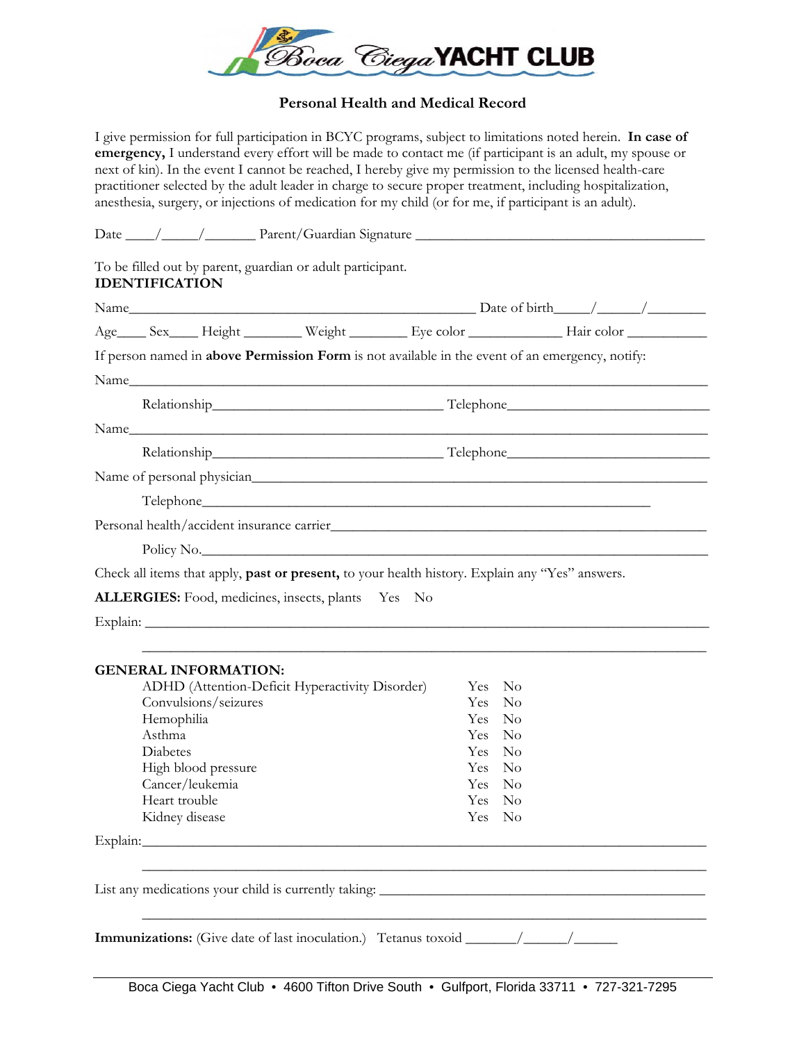# Boca Ciega YACHT CLUB

## Personal Health and Medical Record

I give permission for full participation in BCYC programs, subject to limitations noted herein. **In case of emergency,** I understand every effort will be made to contact me (if participant is an adult, my spouse or next of kin). In the event I cannot be reached, I hereby give my permission to the licensed health-care practitioner selected by the adult leader in charge to secure proper treatment, including hospitalization, anesthesia, surgery, or injections of medication for my child (or for me, if participant is an adult).

Date ____/_____/_______ Parent/Guardian Signature ________________________________________

To be filled out by parent, guardian or adult participant.

**IDENTIFICATION**

Name________________________________________________ Date of birth_____/______/________

Age____ Sex____ Height ________ Weight ________ Eye color _____________ Hair color ___________

If person named in **above Permission Form** is not available in the event of an emergency, notify:

Name______________________________________________________________________________

Relationship________________________________ Telephone____________________________

Name______________________________________________________________________________

Relationship________________________________ Telephone____________________________

Name of personal physician___________________________________________________________

Telephone_______________________________________________________________

Personal health/accident insurance carrier_________________________________________________

Policy No.________________________________________________________________________

Check all items that apply, **past or present,** to your health history. Explain any "Yes" answers.

**ALLERGIES:** Food, medicines, insects, plants Yes No

Explain: ___________________________________________________________________________

___________________________________________________________________________

**GENERAL INFORMATION:**

| | | |
|---|---|---|
| ADHD (Attention-Deficit Hyperactivity Disorder) | Yes | No |
| Convulsions/seizures | Yes | No |
| Hemophilia | Yes | No |
| Asthma | Yes | No |
| Diabetes | Yes | No |
| High blood pressure | Yes | No |
| Cancer/leukemia | Yes | No |
| Heart trouble | Yes | No |
| Kidney disease | Yes | No |

Explain:___________________________________________________________________________

___________________________________________________________________________

List any medications your child is currently taking: ______________________________________________

___________________________________________________________________________

**Immunizations:** (Give date of last inoculation.) Tetanus toxoid _______/______/______

Boca Ciega Yacht Club • 4600 Tifton Drive South • Gulfport, Florida 33711 • 727-321-7295